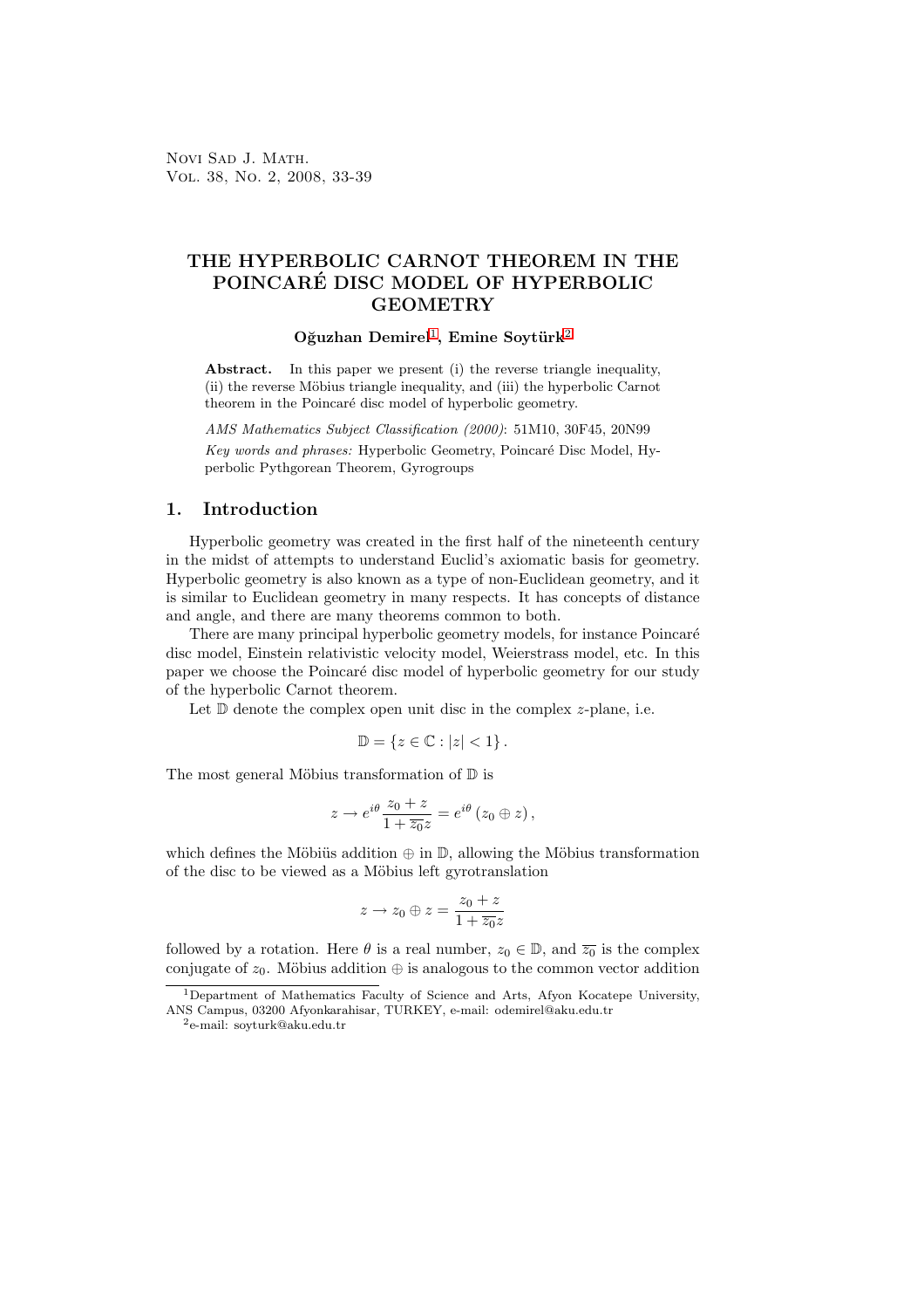# THE HYPERBOLIC CARNOT THEOREM IN THE POINCARÉ DISC MODEL OF HYPERBOLIC GEOMETRY

**Oğuzhan Demirel**[1], **Emine Soytürk**[2]

**Abstract.** In this paper we present (i) the reverse triangle inequality, (ii) the reverse Möbius triangle inequality, and (iii) the hyperbolic Carnot theorem in the Poincaré disc model of hyperbolic geometry.

*AMS Mathematics Subject Classification (2000)*: 51M10, 30F45, 20N99

*Key words and phrases:* Hyperbolic Geometry, Poincaré Disc Model, Hyperbolic Pythgorean Theorem, Gyrogroups

## 1. Introduction

Hyperbolic geometry was created in the first half of the nineteenth century in the midst of attempts to understand Euclid's axiomatic basis for geometry. Hyperbolic geometry is also known as a type of non-Euclidean geometry, and it is similar to Euclidean geometry in many respects. It has concepts of distance and angle, and there are many theorems common to both.

There are many principal hyperbolic geometry models, for instance Poincaré disc model, Einstein relativistic velocity model, Weierstrass model, etc. In this paper we choose the Poincaré disc model of hyperbolic geometry for our study of the hyperbolic Carnot theorem.

Let $\mathbb{D}$ denote the complex open unit disc in the complex $z$-plane, i.e.

$$\mathbb{D} = \{z \in \mathbb{C} : |z| < 1\}.$$

The most general Möbius transformation of $\mathbb{D}$ is

$$z \to e^{i\theta} \frac{z_0 + z}{1 + \overline{z_0} z} = e^{i\theta} (z_0 \oplus z),$$

which defines the Möbiüs addition $\oplus$ in $\mathbb{D}$, allowing the Möbius transformation of the disc to be viewed as a Möbius left gyrotranslation

$$z \to z_0 \oplus z = \frac{z_0 + z}{1 + \overline{z_0} z}$$

followed by a rotation. Here $\theta$ is a real number, $z_0 \in \mathbb{D}$, and $\overline{z_0}$ is the complex conjugate of $z_0$. Möbius addition $\oplus$ is analogous to the common vector addition

---

[1] Department of Mathematics Faculty of Science and Arts, Afyon Kocatepe University, ANS Campus, 03200 Afyonkarahisar, TURKEY, e-mail: odemirel@aku.edu.tr

[2] e-mail: soyturk@aku.edu.tr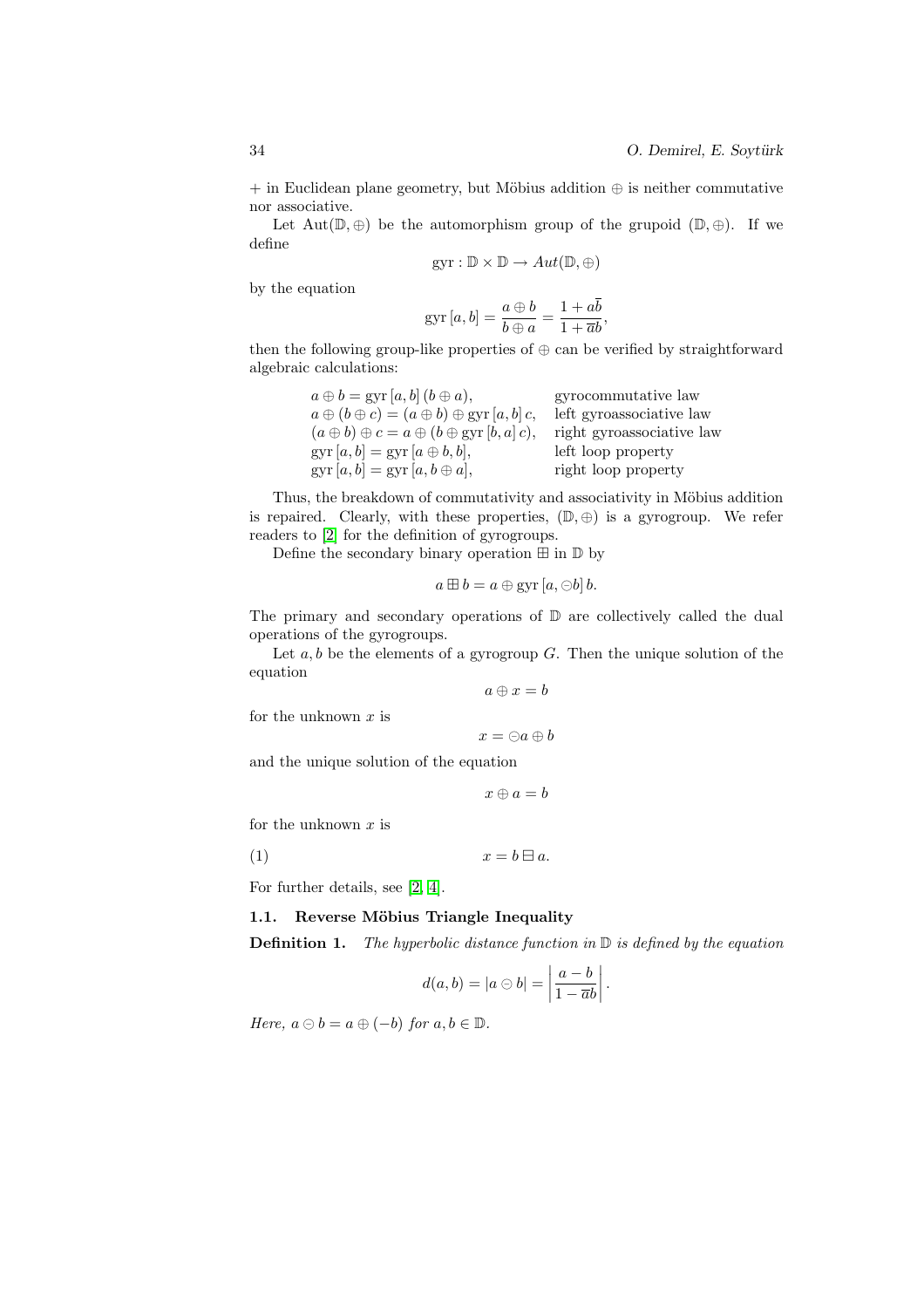+ in Euclidean plane geometry, but Möbius addition $\oplus$ is neither commutative nor associative.

Let $\mathrm{Aut}(\mathbb{D}, \oplus)$ be the automorphism group of the grupoid $(\mathbb{D}, \oplus)$. If we define

$$\mathrm{gyr} : \mathbb{D} \times \mathbb{D} \to Aut(\mathbb{D}, \oplus)$$

by the equation

$$\mathrm{gyr}\,[a, b] = \frac{a \oplus b}{b \oplus a} = \frac{1 + a\overline{b}}{1 + \overline{a}b},$$

then the following group-like properties of $\oplus$ can be verified by straightforward algebraic calculations:

| | |
|---|---|
| $a \oplus b = \mathrm{gyr}\,[a, b]\,(b \oplus a)$, | gyrocommutative law |
| $a \oplus (b \oplus c) = (a \oplus b) \oplus \mathrm{gyr}\,[a, b]\,c$, | left gyroassociative law |
| $(a \oplus b) \oplus c = a \oplus (b \oplus \mathrm{gyr}\,[b, a]\,c)$, | right gyroassociative law |
| $\mathrm{gyr}\,[a, b] = \mathrm{gyr}\,[a \oplus b, b]$, | left loop property |
| $\mathrm{gyr}\,[a, b] = \mathrm{gyr}\,[a, b \oplus a]$, | right loop property |

Thus, the breakdown of commutativity and associativity in Möbius addition is repaired. Clearly, with these properties, $(\mathbb{D}, \oplus)$ is a gyrogroup. We refer readers to [2] for the definition of gyrogroups.

Define the secondary binary operation $\boxplus$ in $\mathbb{D}$ by

$$a \boxplus b = a \oplus \mathrm{gyr}\,[a, \ominus b]\,b.$$

The primary and secondary operations of $\mathbb{D}$ are collectively called the dual operations of the gyrogroups.

Let $a, b$ be the elements of a gyrogroup $G$. Then the unique solution of the equation

$$a \oplus x = b$$

for the unknown $x$ is

$$x = \ominus a \oplus b$$

and the unique solution of the equation

$$x \oplus a = b$$

for the unknown $x$ is

$$x = b \boxminus a. \tag{1}$$

For further details, see [2, 4].

### 1.1. Reverse Möbius Triangle Inequality

**Definition 1.** *The hyperbolic distance function in $\mathbb{D}$ is defined by the equation*

$$d(a, b) = |a \ominus b| = \left| \frac{a - b}{1 - \overline{a}b} \right|.$$

*Here, $a \ominus b = a \oplus (-b)$ for $a, b \in \mathbb{D}$.*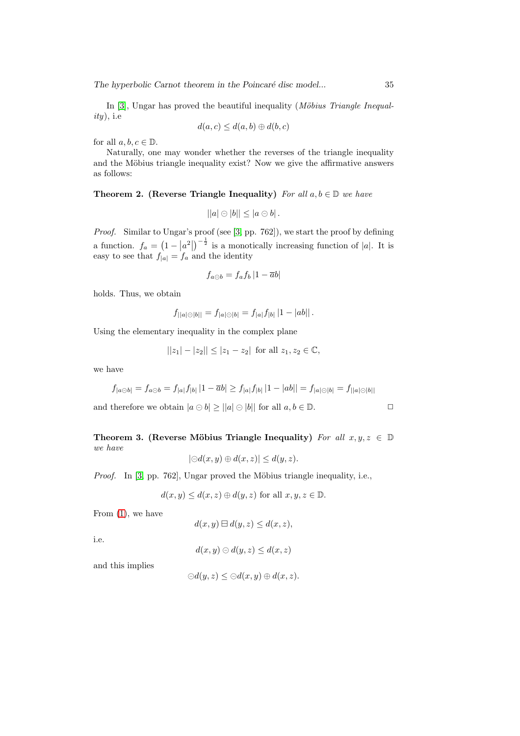In [3], Ungar has proved the beautiful inequality (*Möbius Triangle Inequality*), i.e

$$d(a,c) \leq d(a,b) \oplus d(b,c)$$

for all $a, b, c \in \mathbb{D}$.

Naturally, one may wonder whether the reverses of the triangle inequality and the Möbius triangle inequality exist? Now we give the affirmative answers as follows:

**Theorem 2. (Reverse Triangle Inequality)** *For all $a, b \in \mathbb{D}$ we have*

$$||a| \ominus |b|| \leq |a \ominus b|.$$

*Proof.* Similar to Ungar's proof (see [3, pp. 762]), we start the proof by defining a function. $f_a = \left(1 - |a^2|\right)^{-\frac{1}{2}}$ is a monotically increasing function of $|a|$. It is easy to see that $f_{|a|} = f_a$ and the identity

$$f_{a \ominus b} = f_a f_b \left|1 - \overline{a} b\right|$$

holds. Thus, we obtain

$$f_{||a| \ominus |b||} = f_{|a| \ominus |b|} = f_{|a|} f_{|b|} \left|1 - |ab|\right|.$$

Using the elementary inequality in the complex plane

$$||z_1| - |z_2|| \leq |z_1 - z_2| \text{ for all } z_1, z_2 \in \mathbb{C},$$

we have

$$f_{|a \ominus b|} = f_{a \ominus b} = f_{|a|} f_{|b|} \left|1 - \overline{a} b\right| \geq f_{|a|} f_{|b|} \left|1 - |ab|\right| = f_{|a| \ominus |b|} = f_{||a| \ominus |b||}$$

and therefore we obtain $|a \ominus b| \geq ||a| \ominus |b||$ for all $a, b \in \mathbb{D}$. □

**Theorem 3. (Reverse Möbius Triangle Inequality)** *For all $x, y, z \in \mathbb{D}$ we have*

$$|\ominus d(x,y) \oplus d(x,z)| \leq d(y,z).$$

*Proof.* In [3, pp. 762], Ungar proved the Möbius triangle inequality, i.e.,

$$d(x,y) \leq d(x,z) \oplus d(y,z) \text{ for all } x, y, z \in \mathbb{D}.$$

From (1), we have

$$d(x,y) \boxminus d(y,z) \leq d(x,z),$$

i.e.

$$d(x,y) \ominus d(y,z) \leq d(x,z)$$

and this implies

$$\ominus d(y,z) \leq \ominus d(x,y) \oplus d(x,z).$$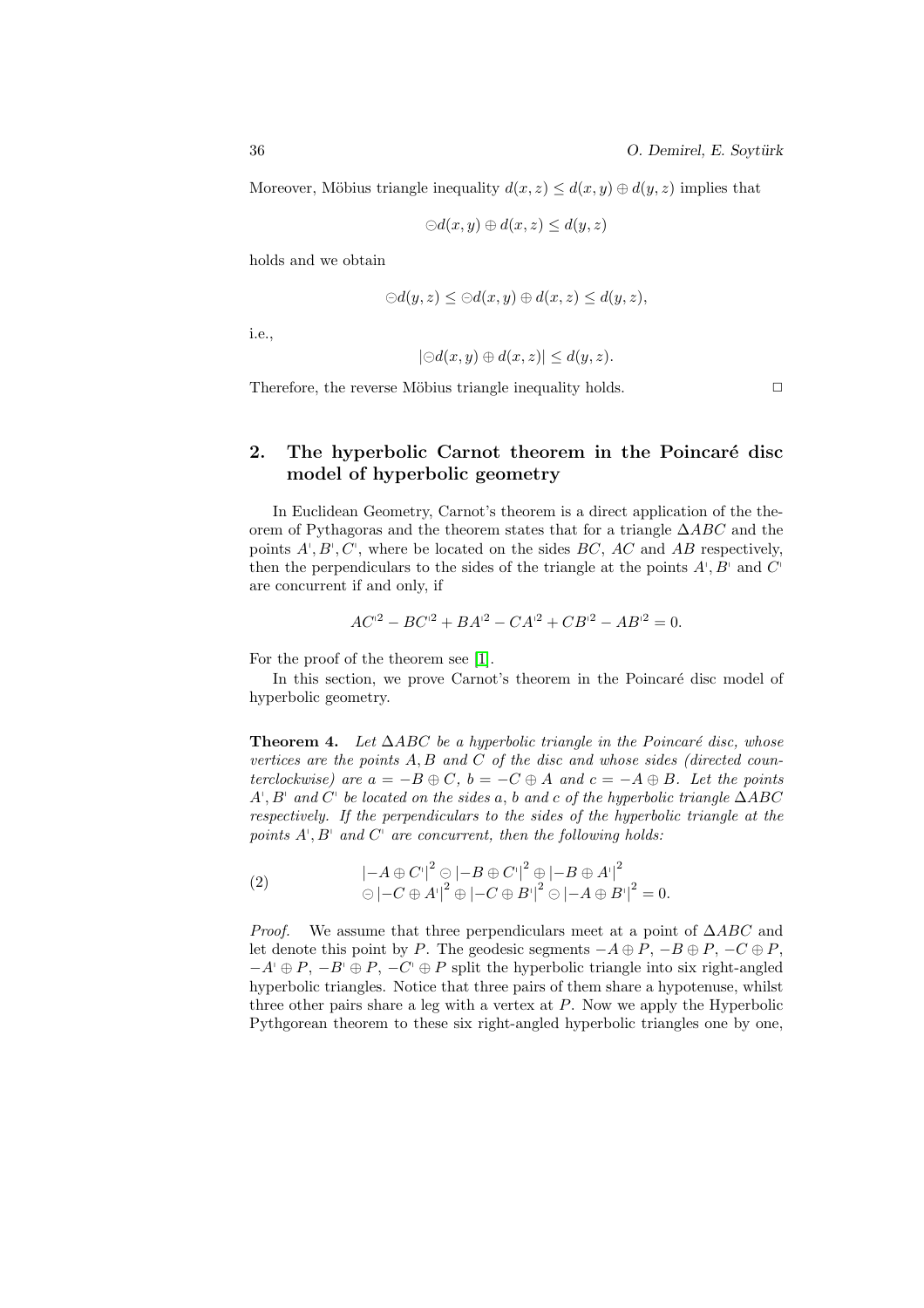Moreover, Möbius triangle inequality $d(x,z) \leq d(x,y) \oplus d(y,z)$ implies that

$$\ominus d(x,y) \oplus d(x,z) \leq d(y,z)$$

holds and we obtain

$$\ominus d(y,z) \leq \ominus d(x,y) \oplus d(x,z) \leq d(y,z),$$

i.e.,

$$|\ominus d(x,y) \oplus d(x,z)| \leq d(y,z).$$

Therefore, the reverse Möbius triangle inequality holds. $\square$

## 2. The hyperbolic Carnot theorem in the Poincaré disc model of hyperbolic geometry

In Euclidean Geometry, Carnot's theorem is a direct application of the theorem of Pythagoras and the theorem states that for a triangle $\Delta ABC$ and the points $A', B', C'$, where be located on the sides $BC$, $AC$ and $AB$ respectively, then the perpendiculars to the sides of the triangle at the points $A'$, $B'$ and $C'$ are concurrent if and only, if

$$AC'^2 - BC'^2 + BA'^2 - CA'^2 + CB'^2 - AB'^2 = 0.$$

For the proof of the theorem see [1].

In this section, we prove Carnot's theorem in the Poincaré disc model of hyperbolic geometry.

**Theorem 4.** *Let $\Delta ABC$ be a hyperbolic triangle in the Poincaré disc, whose vertices are the points $A, B$ and $C$ of the disc and whose sides (directed counterclockwise) are $a = -B \oplus C$, $b = -C \oplus A$ and $c = -A \oplus B$. Let the points $A', B'$ and $C'$ be located on the sides $a$, $b$ and $c$ of the hyperbolic triangle $\Delta ABC$ respectively. If the perpendiculars to the sides of the hyperbolic triangle at the points $A', B'$ and $C'$ are concurrent, then the following holds:*

$$\begin{aligned} &|-A \oplus C'|^2 \ominus |-B \oplus C'|^2 \oplus |-B \oplus A'|^2 \\ &\ominus |-C \oplus A'|^2 \oplus |-C \oplus B'|^2 \ominus |-A \oplus B'|^2 = 0. \end{aligned} \tag{2}$$

*Proof.* We assume that three perpendiculars meet at a point of $\Delta ABC$ and let denote this point by $P$. The geodesic segments $-A \oplus P$, $-B \oplus P$, $-C \oplus P$, $-A' \oplus P$, $-B' \oplus P$, $-C' \oplus P$ split the hyperbolic triangle into six right-angled hyperbolic triangles. Notice that three pairs of them share a hypotenuse, whilst three other pairs share a leg with a vertex at $P$. Now we apply the Hyperbolic Pythgorean theorem to these six right-angled hyperbolic triangles one by one,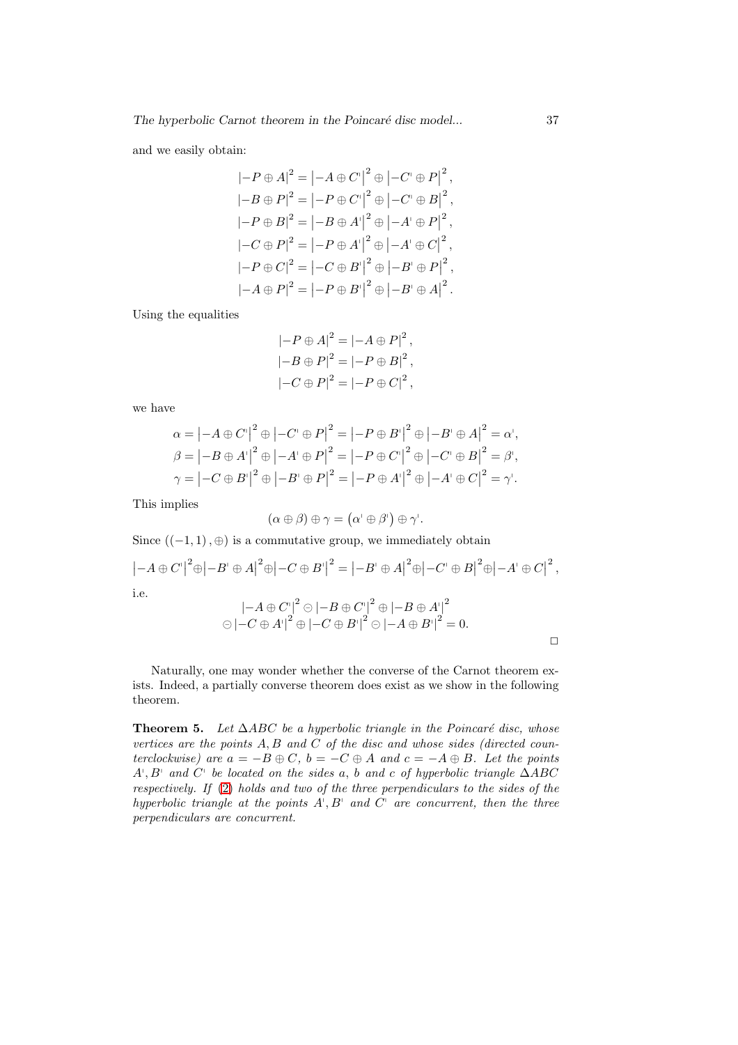and we easily obtain:

$$
\begin{aligned}
|-P \oplus A|^2 &= \left|-A \oplus C'\right|^2 \oplus \left|-C' \oplus P\right|^2, \\
|-B \oplus P|^2 &= \left|-P \oplus C'\right|^2 \oplus \left|-C' \oplus B\right|^2, \\
|-P \oplus B|^2 &= \left|-B \oplus A'\right|^2 \oplus \left|-A' \oplus P\right|^2, \\
|-C \oplus P|^2 &= \left|-P \oplus A'\right|^2 \oplus \left|-A' \oplus C\right|^2, \\
|-P \oplus C|^2 &= \left|-C \oplus B'\right|^2 \oplus \left|-B' \oplus P\right|^2, \\
|-A \oplus P|^2 &= \left|-P \oplus B'\right|^2 \oplus \left|-B' \oplus A\right|^2.
\end{aligned}
$$

Using the equalities

$$
\begin{aligned}
|-P \oplus A|^2 &= |-A \oplus P|^2, \\
|-B \oplus P|^2 &= |-P \oplus B|^2, \\
|-C \oplus P|^2 &= |-P \oplus C|^2,
\end{aligned}
$$

we have

$$
\begin{aligned}
\alpha &= \left|-A \oplus C'\right|^2 \oplus \left|-C' \oplus P\right|^2 = \left|-P \oplus B'\right|^2 \oplus \left|-B' \oplus A\right|^2 = \alpha', \\
\beta &= \left|-B \oplus A'\right|^2 \oplus \left|-A' \oplus P\right|^2 = \left|-P \oplus C'\right|^2 \oplus \left|-C' \oplus B\right|^2 = \beta', \\
\gamma &= \left|-C \oplus B'\right|^2 \oplus \left|-B' \oplus P\right|^2 = \left|-P \oplus A'\right|^2 \oplus \left|-A' \oplus C\right|^2 = \gamma'.
\end{aligned}
$$

This implies

$$
(\alpha \oplus \beta) \oplus \gamma = \left(\alpha' \oplus \beta'\right) \oplus \gamma'.
$$

Since $((-1,1), \oplus)$ is a commutative group, we immediately obtain

$$
\left|-A \oplus C'\right|^2 \oplus \left|-B' \oplus A\right|^2 \oplus \left|-C \oplus B'\right|^2 = \left|-B' \oplus A\right|^2 \oplus \left|-C' \oplus B\right|^2 \oplus \left|-A' \oplus C\right|^2,
$$

i.e.

$$
\begin{aligned}
&\left|-A \oplus C'\right|^2 \ominus \left|-B \oplus C'\right|^2 \oplus \left|-B \oplus A'\right|^2 \\
&\ominus \left|-C \oplus A'\right|^2 \oplus \left|-C \oplus B'\right|^2 \ominus \left|-A \oplus B'\right|^2 = 0.
\end{aligned}
$$

□

Naturally, one may wonder whether the converse of the Carnot theorem exists. Indeed, a partially converse theorem does exist as we show in the following theorem.

**Theorem 5.** *Let $\Delta ABC$ be a hyperbolic triangle in the Poincaré disc, whose vertices are the points $A, B$ and $C$ of the disc and whose sides (directed counterclockwise) are $a = -B \oplus C$, $b = -C \oplus A$ and $c = -A \oplus B$. Let the points $A', B'$ and $C'$ be located on the sides $a$, $b$ and $c$ of hyperbolic triangle $\Delta ABC$ respectively. If (2) holds and two of the three perpendiculars to the sides of the hyperbolic triangle at the points $A', B'$ and $C'$ are concurrent, then the three perpendiculars are concurrent.*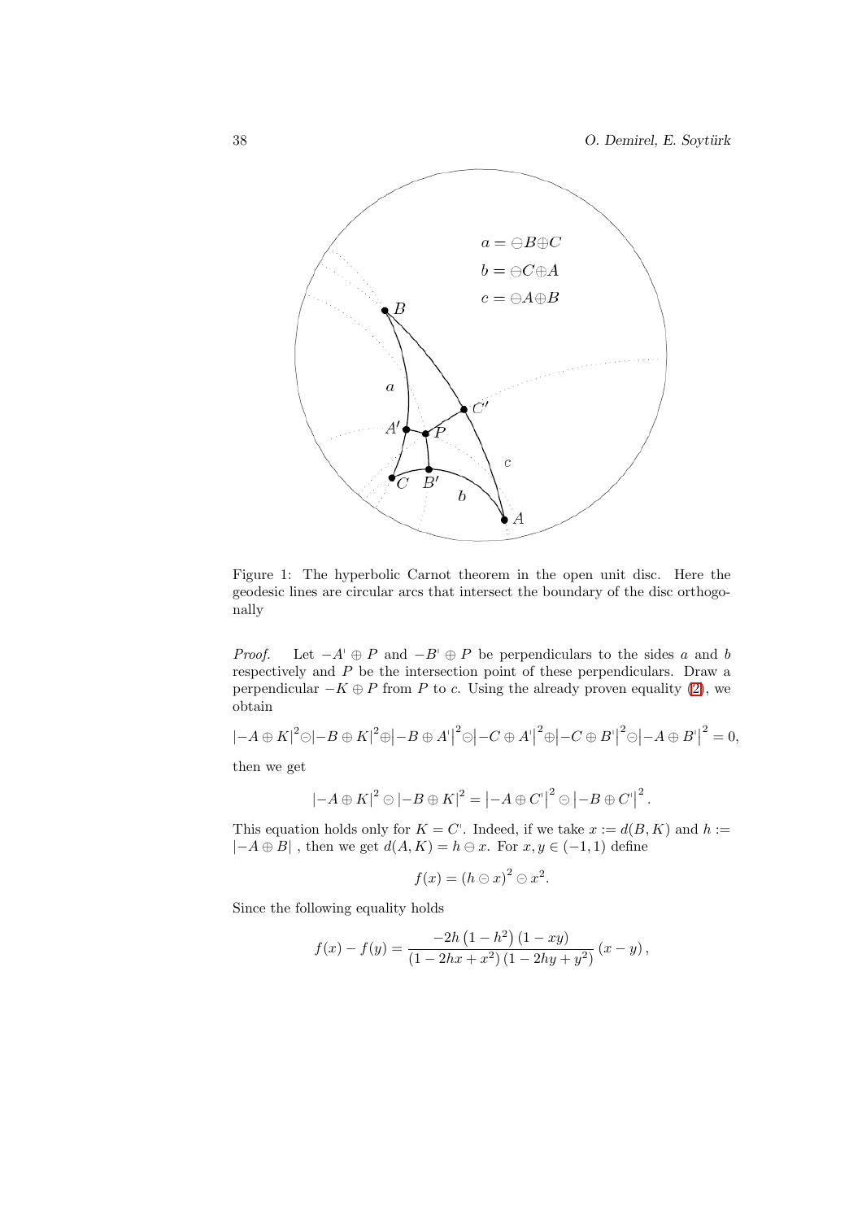Figure 1: The hyperbolic Carnot theorem in the open unit disc. Here the geodesic lines are circular arcs that intersect the boundary of the disc orthogonally

*Proof.* Let $-A' \oplus P$ and $-B' \oplus P$ be perpendiculars to the sides $a$ and $b$ respectively and $P$ be the intersection point of these perpendiculars. Draw a perpendicular $-K \oplus P$ from $P$ to $c$. Using the already proven equality (2), we obtain

$$|-A \oplus K|^2 \ominus |-B \oplus K|^2 \oplus |-B \oplus A'|^2 \ominus |-C \oplus A'|^2 \oplus |-C \oplus B'|^2 \ominus |-A \oplus B'|^2 = 0,$$

then we get

$$|-A \oplus K|^2 \ominus |-B \oplus K|^2 = |-A \oplus C'|^2 \ominus |-B \oplus C'|^2 .$$

This equation holds only for $K = C'$. Indeed, if we take $x := d(B, K)$ and $h := |-A \oplus B|$ , then we get $d(A, K) = h \ominus x$. For $x, y \in (-1, 1)$ define

$$f(x) = (h \ominus x)^2 \ominus x^2.$$

Since the following equality holds

$$f(x) - f(y) = \frac{-2h\left(1 - h^2\right)(1 - xy)}{(1 - 2hx + x^2)(1 - 2hy + y^2)}(x - y),$$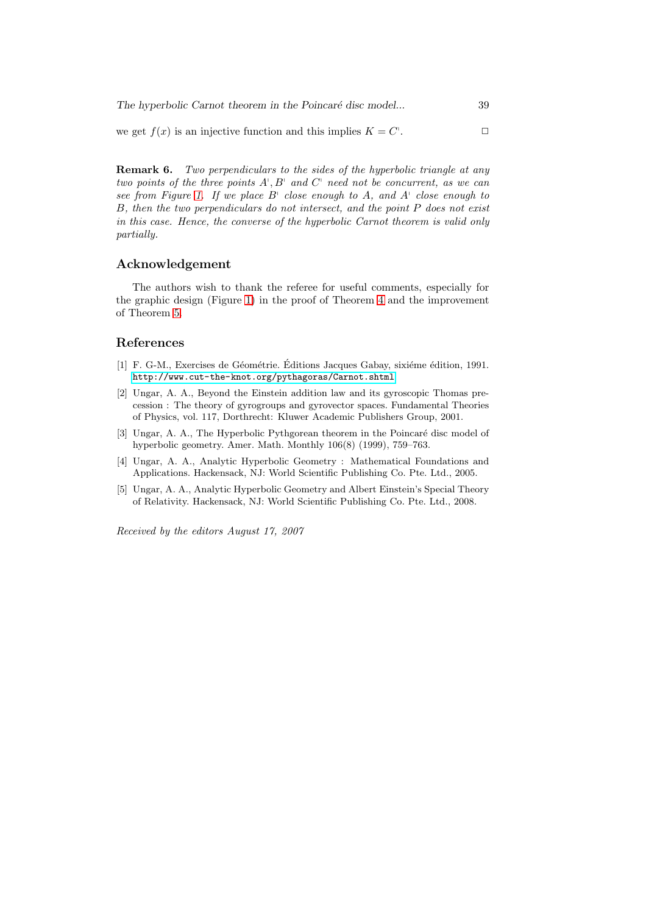we get $f(x)$ is an injective function and this implies $K = C'$. □

**Remark 6.** *Two perpendiculars to the sides of the hyperbolic triangle at any two points of the three points $A', B'$ and $C'$ need not be concurrent, as we can see from Figure 1. If we place $B'$ close enough to $A$, and $A'$ close enough to $B$, then the two perpendiculars do not intersect, and the point $P$ does not exist in this case. Hence, the converse of the hyperbolic Carnot theorem is valid only partially.*

## Acknowledgement

The authors wish to thank the referee for useful comments, especially for the graphic design (Figure 1) in the proof of Theorem 4 and the improvement of Theorem 5.

## References

[1] F. G-M., Exercises de Géométrie. Éditions Jacques Gabay, sixiéme édition, 1991. http://www.cut-the-knot.org/pythagoras/Carnot.shtml

[2] Ungar, A. A., Beyond the Einstein addition law and its gyroscopic Thomas precession : The theory of gyrogroups and gyrovector spaces. Fundamental Theories of Physics, vol. 117, Dorthrecht: Kluwer Academic Publishers Group, 2001.

[3] Ungar, A. A., The Hyperbolic Pythgorean theorem in the Poincaré disc model of hyperbolic geometry. Amer. Math. Monthly 106(8) (1999), 759–763.

[4] Ungar, A. A., Analytic Hyperbolic Geometry : Mathematical Foundations and Applications. Hackensack, NJ: World Scientific Publishing Co. Pte. Ltd., 2005.

[5] Ungar, A. A., Analytic Hyperbolic Geometry and Albert Einstein's Special Theory of Relativity. Hackensack, NJ: World Scientific Publishing Co. Pte. Ltd., 2008.

*Received by the editors August 17, 2007*